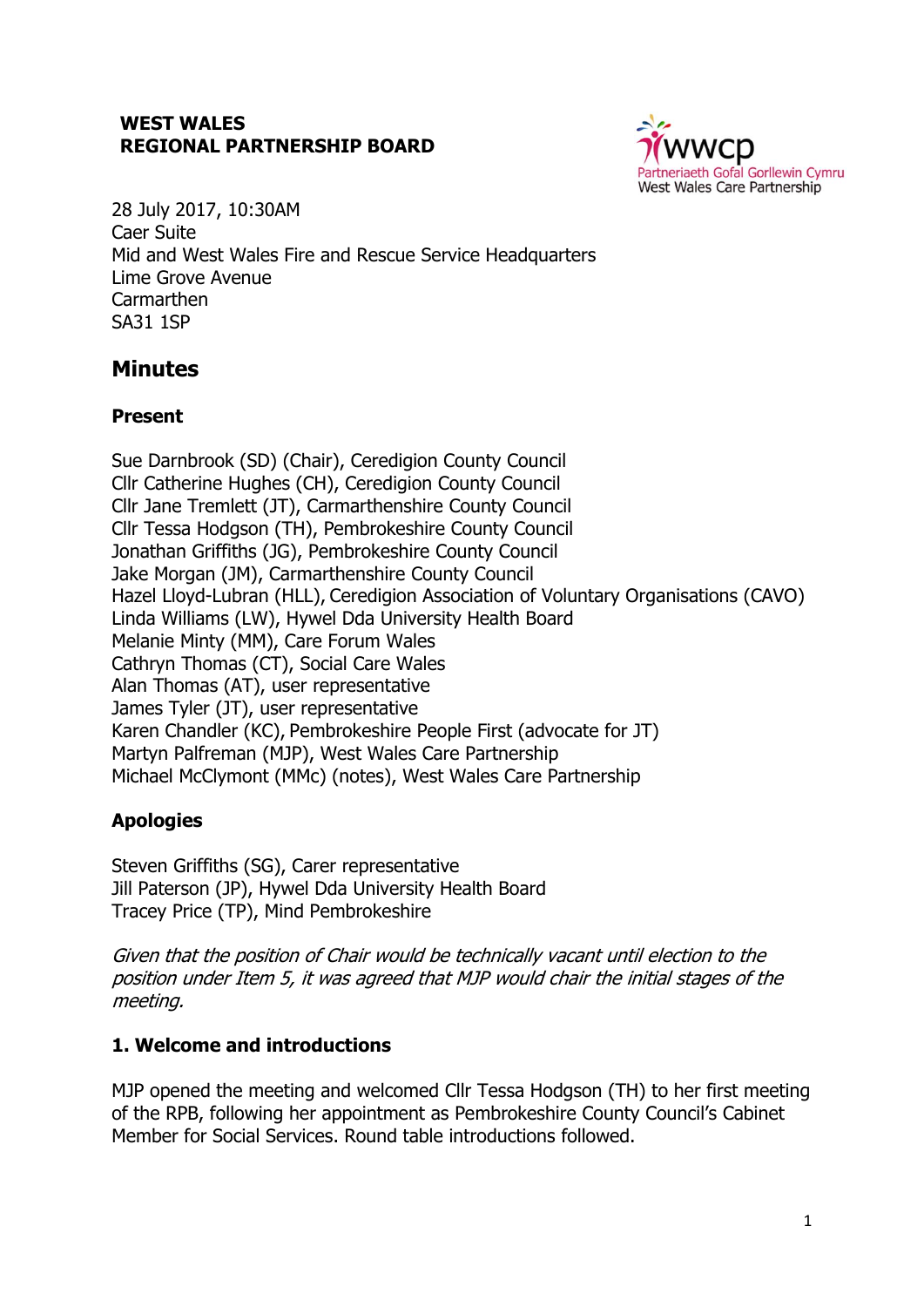**WEST WALES**
**REGIONAL PARTNERSHIP BOARD**

wwcp
Partneriaeth Gofal Gorllewin Cymru
West Wales Care Partnership

28 July 2017, 10:30AM
Caer Suite
Mid and West Wales Fire and Rescue Service Headquarters
Lime Grove Avenue
Carmarthen
SA31 1SP

## Minutes

### Present

Sue Darnbrook (SD) (Chair), Ceredigion County Council
Cllr Catherine Hughes (CH), Ceredigion County Council
Cllr Jane Tremlett (JT), Carmarthenshire County Council
Cllr Tessa Hodgson (TH), Pembrokeshire County Council
Jonathan Griffiths (JG), Pembrokeshire County Council
Jake Morgan (JM), Carmarthenshire County Council
Hazel Lloyd-Lubran (HLL), Ceredigion Association of Voluntary Organisations (CAVO)
Linda Williams (LW), Hywel Dda University Health Board
Melanie Minty (MM), Care Forum Wales
Cathryn Thomas (CT), Social Care Wales
Alan Thomas (AT), user representative
James Tyler (JT), user representative
Karen Chandler (KC), Pembrokeshire People First (advocate for JT)
Martyn Palfreman (MJP), West Wales Care Partnership
Michael McClymont (MMc) (notes), West Wales Care Partnership

### Apologies

Steven Griffiths (SG), Carer representative
Jill Paterson (JP), Hywel Dda University Health Board
Tracey Price (TP), Mind Pembrokeshire

*Given that the position of Chair would be technically vacant until election to the position under Item 5, it was agreed that MJP would chair the initial stages of the meeting.*

### 1. Welcome and introductions

MJP opened the meeting and welcomed Cllr Tessa Hodgson (TH) to her first meeting of the RPB, following her appointment as Pembrokeshire County Council's Cabinet Member for Social Services. Round table introductions followed.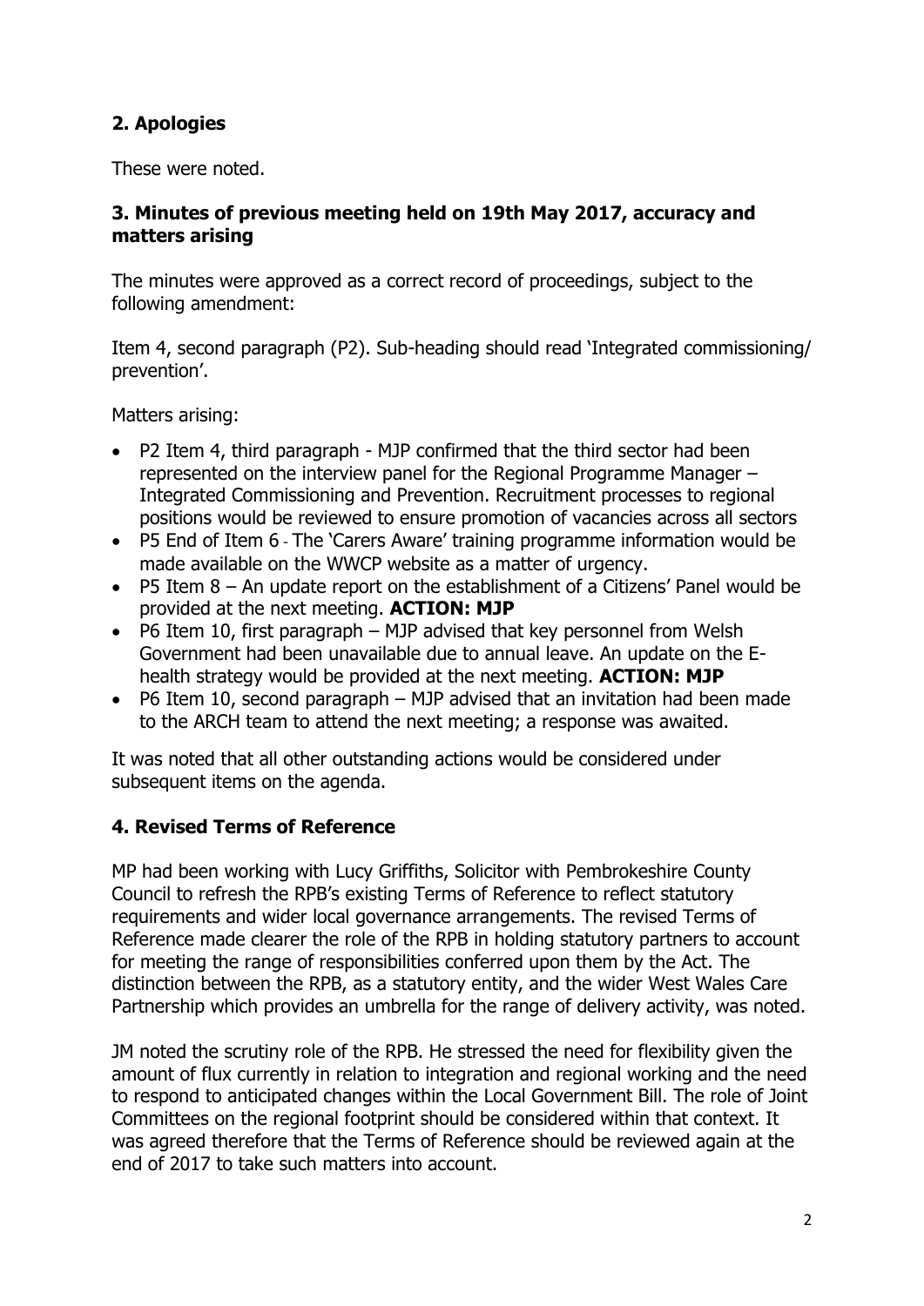## 2. Apologies

These were noted.

## 3. Minutes of previous meeting held on 19th May 2017, accuracy and matters arising

The minutes were approved as a correct record of proceedings, subject to the following amendment:

Item 4, second paragraph (P2). Sub-heading should read 'Integrated commissioning/ prevention'.

Matters arising:

- P2 Item 4, third paragraph - MJP confirmed that the third sector had been represented on the interview panel for the Regional Programme Manager – Integrated Commissioning and Prevention. Recruitment processes to regional positions would be reviewed to ensure promotion of vacancies across all sectors
- P5 End of Item 6 - The 'Carers Aware' training programme information would be made available on the WWCP website as a matter of urgency.
- P5 Item 8 – An update report on the establishment of a Citizens' Panel would be provided at the next meeting. **ACTION: MJP**
- P6 Item 10, first paragraph – MJP advised that key personnel from Welsh Government had been unavailable due to annual leave. An update on the E-health strategy would be provided at the next meeting. **ACTION: MJP**
- P6 Item 10, second paragraph – MJP advised that an invitation had been made to the ARCH team to attend the next meeting; a response was awaited.

It was noted that all other outstanding actions would be considered under subsequent items on the agenda.

## 4. Revised Terms of Reference

MP had been working with Lucy Griffiths, Solicitor with Pembrokeshire County Council to refresh the RPB's existing Terms of Reference to reflect statutory requirements and wider local governance arrangements. The revised Terms of Reference made clearer the role of the RPB in holding statutory partners to account for meeting the range of responsibilities conferred upon them by the Act. The distinction between the RPB, as a statutory entity, and the wider West Wales Care Partnership which provides an umbrella for the range of delivery activity, was noted.

JM noted the scrutiny role of the RPB. He stressed the need for flexibility given the amount of flux currently in relation to integration and regional working and the need to respond to anticipated changes within the Local Government Bill. The role of Joint Committees on the regional footprint should be considered within that context. It was agreed therefore that the Terms of Reference should be reviewed again at the end of 2017 to take such matters into account.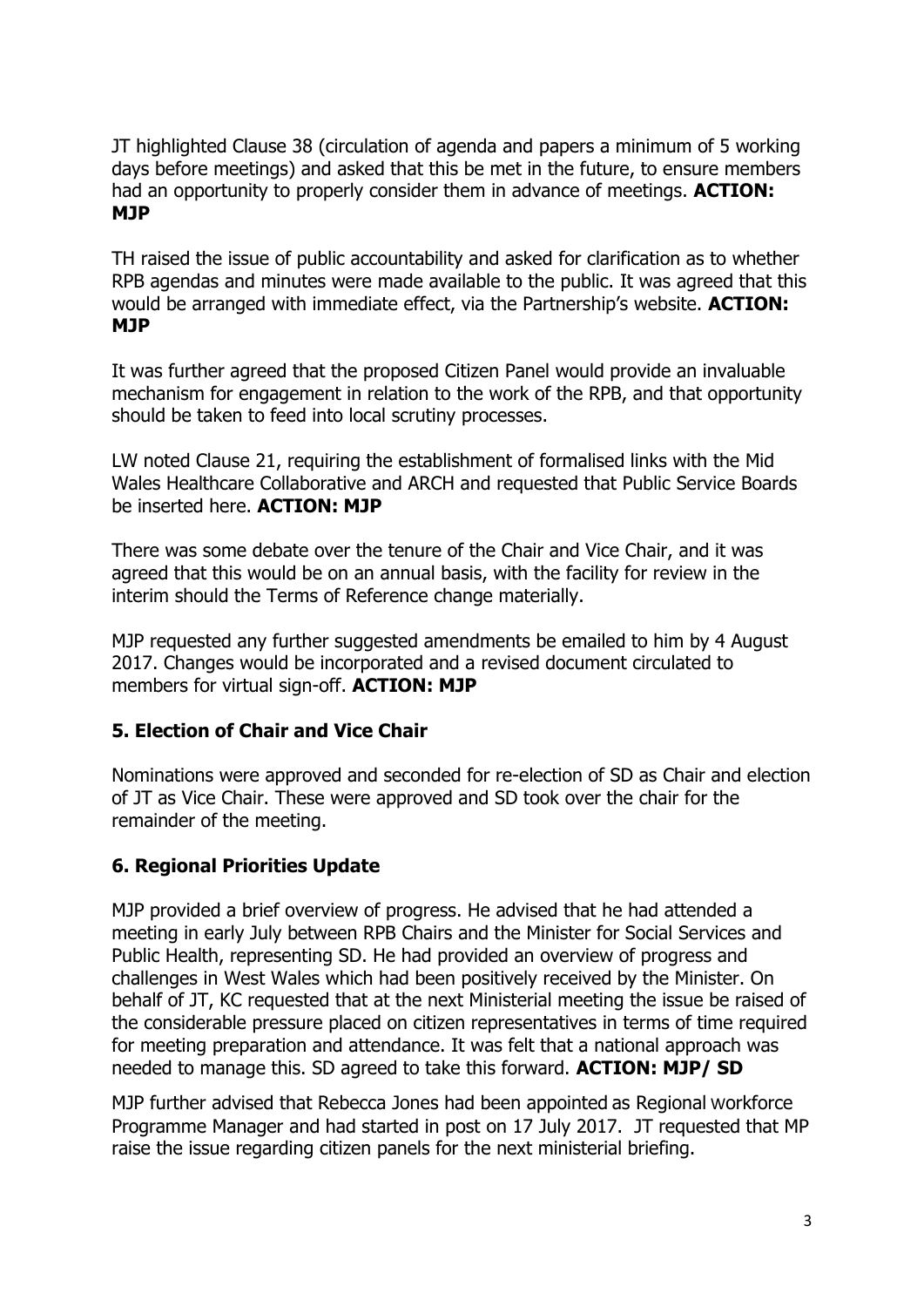JT highlighted Clause 38 (circulation of agenda and papers a minimum of 5 working days before meetings) and asked that this be met in the future, to ensure members had an opportunity to properly consider them in advance of meetings. **ACTION: MJP**

TH raised the issue of public accountability and asked for clarification as to whether RPB agendas and minutes were made available to the public. It was agreed that this would be arranged with immediate effect, via the Partnership's website. **ACTION: MJP**

It was further agreed that the proposed Citizen Panel would provide an invaluable mechanism for engagement in relation to the work of the RPB, and that opportunity should be taken to feed into local scrutiny processes.

LW noted Clause 21, requiring the establishment of formalised links with the Mid Wales Healthcare Collaborative and ARCH and requested that Public Service Boards be inserted here. **ACTION: MJP**

There was some debate over the tenure of the Chair and Vice Chair, and it was agreed that this would be on an annual basis, with the facility for review in the interim should the Terms of Reference change materially.

MJP requested any further suggested amendments be emailed to him by 4 August 2017. Changes would be incorporated and a revised document circulated to members for virtual sign-off. **ACTION: MJP**

## 5. Election of Chair and Vice Chair

Nominations were approved and seconded for re-election of SD as Chair and election of JT as Vice Chair. These were approved and SD took over the chair for the remainder of the meeting.

## 6. Regional Priorities Update

MJP provided a brief overview of progress. He advised that he had attended a meeting in early July between RPB Chairs and the Minister for Social Services and Public Health, representing SD. He had provided an overview of progress and challenges in West Wales which had been positively received by the Minister. On behalf of JT, KC requested that at the next Ministerial meeting the issue be raised of the considerable pressure placed on citizen representatives in terms of time required for meeting preparation and attendance. It was felt that a national approach was needed to manage this. SD agreed to take this forward. **ACTION: MJP/ SD**

MJP further advised that Rebecca Jones had been appointed as Regional workforce Programme Manager and had started in post on 17 July 2017. JT requested that MP raise the issue regarding citizen panels for the next ministerial briefing.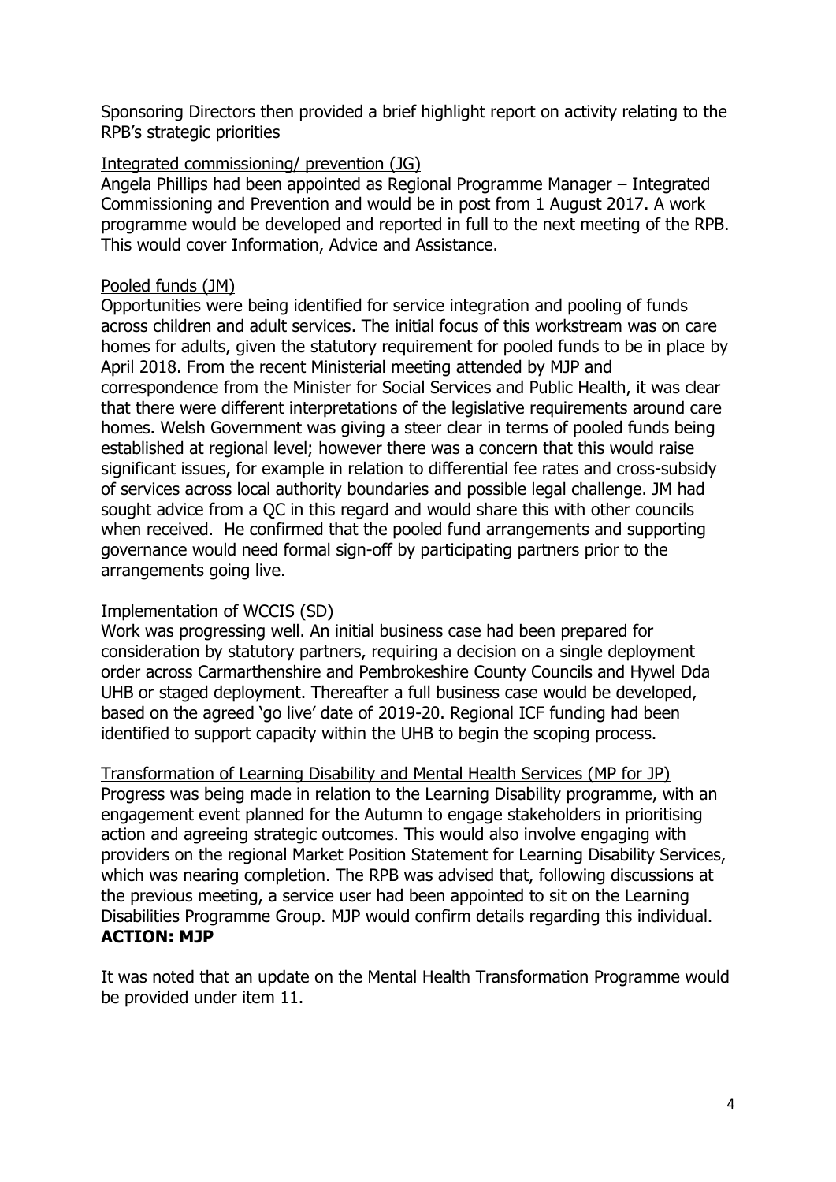Sponsoring Directors then provided a brief highlight report on activity relating to the RPB's strategic priorities

Integrated commissioning/ prevention (JG)

Angela Phillips had been appointed as Regional Programme Manager – Integrated Commissioning and Prevention and would be in post from 1 August 2017. A work programme would be developed and reported in full to the next meeting of the RPB. This would cover Information, Advice and Assistance.

Pooled funds (JM)

Opportunities were being identified for service integration and pooling of funds across children and adult services. The initial focus of this workstream was on care homes for adults, given the statutory requirement for pooled funds to be in place by April 2018. From the recent Ministerial meeting attended by MJP and correspondence from the Minister for Social Services and Public Health, it was clear that there were different interpretations of the legislative requirements around care homes. Welsh Government was giving a steer clear in terms of pooled funds being established at regional level; however there was a concern that this would raise significant issues, for example in relation to differential fee rates and cross-subsidy of services across local authority boundaries and possible legal challenge. JM had sought advice from a QC in this regard and would share this with other councils when received. He confirmed that the pooled fund arrangements and supporting governance would need formal sign-off by participating partners prior to the arrangements going live.

Implementation of WCCIS (SD)

Work was progressing well. An initial business case had been prepared for consideration by statutory partners, requiring a decision on a single deployment order across Carmarthenshire and Pembrokeshire County Councils and Hywel Dda UHB or staged deployment. Thereafter a full business case would be developed, based on the agreed 'go live' date of 2019-20. Regional ICF funding had been identified to support capacity within the UHB to begin the scoping process.

Transformation of Learning Disability and Mental Health Services (MP for JP)

Progress was being made in relation to the Learning Disability programme, with an engagement event planned for the Autumn to engage stakeholders in prioritising action and agreeing strategic outcomes. This would also involve engaging with providers on the regional Market Position Statement for Learning Disability Services, which was nearing completion. The RPB was advised that, following discussions at the previous meeting, a service user had been appointed to sit on the Learning Disabilities Programme Group. MJP would confirm details regarding this individual.
**ACTION: MJP**

It was noted that an update on the Mental Health Transformation Programme would be provided under item 11.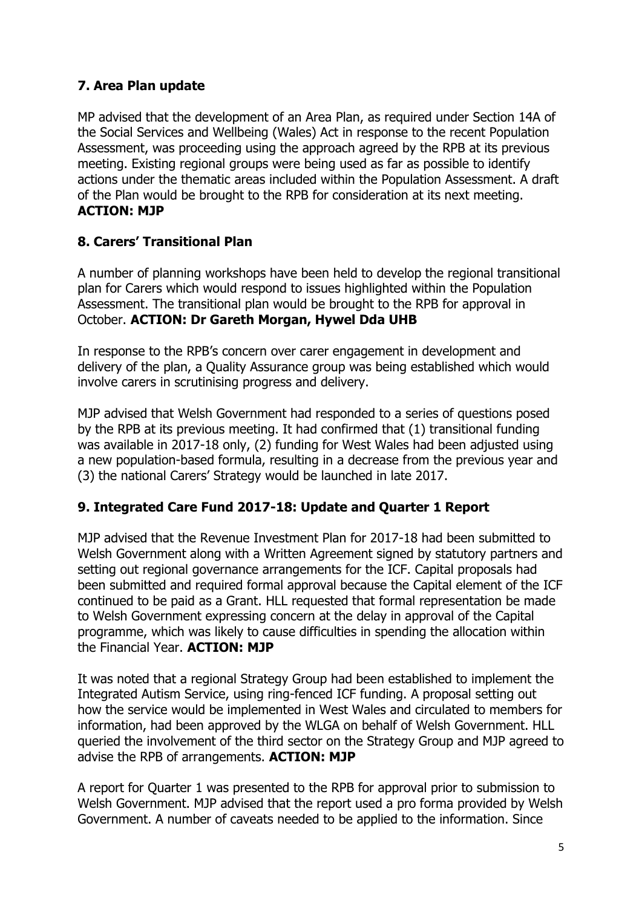### 7. Area Plan update

MP advised that the development of an Area Plan, as required under Section 14A of the Social Services and Wellbeing (Wales) Act in response to the recent Population Assessment, was proceeding using the approach agreed by the RPB at its previous meeting. Existing regional groups were being used as far as possible to identify actions under the thematic areas included within the Population Assessment. A draft of the Plan would be brought to the RPB for consideration at its next meeting. **ACTION: MJP**

### 8. Carers' Transitional Plan

A number of planning workshops have been held to develop the regional transitional plan for Carers which would respond to issues highlighted within the Population Assessment. The transitional plan would be brought to the RPB for approval in October. **ACTION: Dr Gareth Morgan, Hywel Dda UHB**

In response to the RPB's concern over carer engagement in development and delivery of the plan, a Quality Assurance group was being established which would involve carers in scrutinising progress and delivery.

MJP advised that Welsh Government had responded to a series of questions posed by the RPB at its previous meeting. It had confirmed that (1) transitional funding was available in 2017-18 only, (2) funding for West Wales had been adjusted using a new population-based formula, resulting in a decrease from the previous year and (3) the national Carers' Strategy would be launched in late 2017.

### 9. Integrated Care Fund 2017-18: Update and Quarter 1 Report

MJP advised that the Revenue Investment Plan for 2017-18 had been submitted to Welsh Government along with a Written Agreement signed by statutory partners and setting out regional governance arrangements for the ICF. Capital proposals had been submitted and required formal approval because the Capital element of the ICF continued to be paid as a Grant. HLL requested that formal representation be made to Welsh Government expressing concern at the delay in approval of the Capital programme, which was likely to cause difficulties in spending the allocation within the Financial Year. **ACTION: MJP**

It was noted that a regional Strategy Group had been established to implement the Integrated Autism Service, using ring-fenced ICF funding. A proposal setting out how the service would be implemented in West Wales and circulated to members for information, had been approved by the WLGA on behalf of Welsh Government. HLL queried the involvement of the third sector on the Strategy Group and MJP agreed to advise the RPB of arrangements. **ACTION: MJP**

A report for Quarter 1 was presented to the RPB for approval prior to submission to Welsh Government. MJP advised that the report used a pro forma provided by Welsh Government. A number of caveats needed to be applied to the information. Since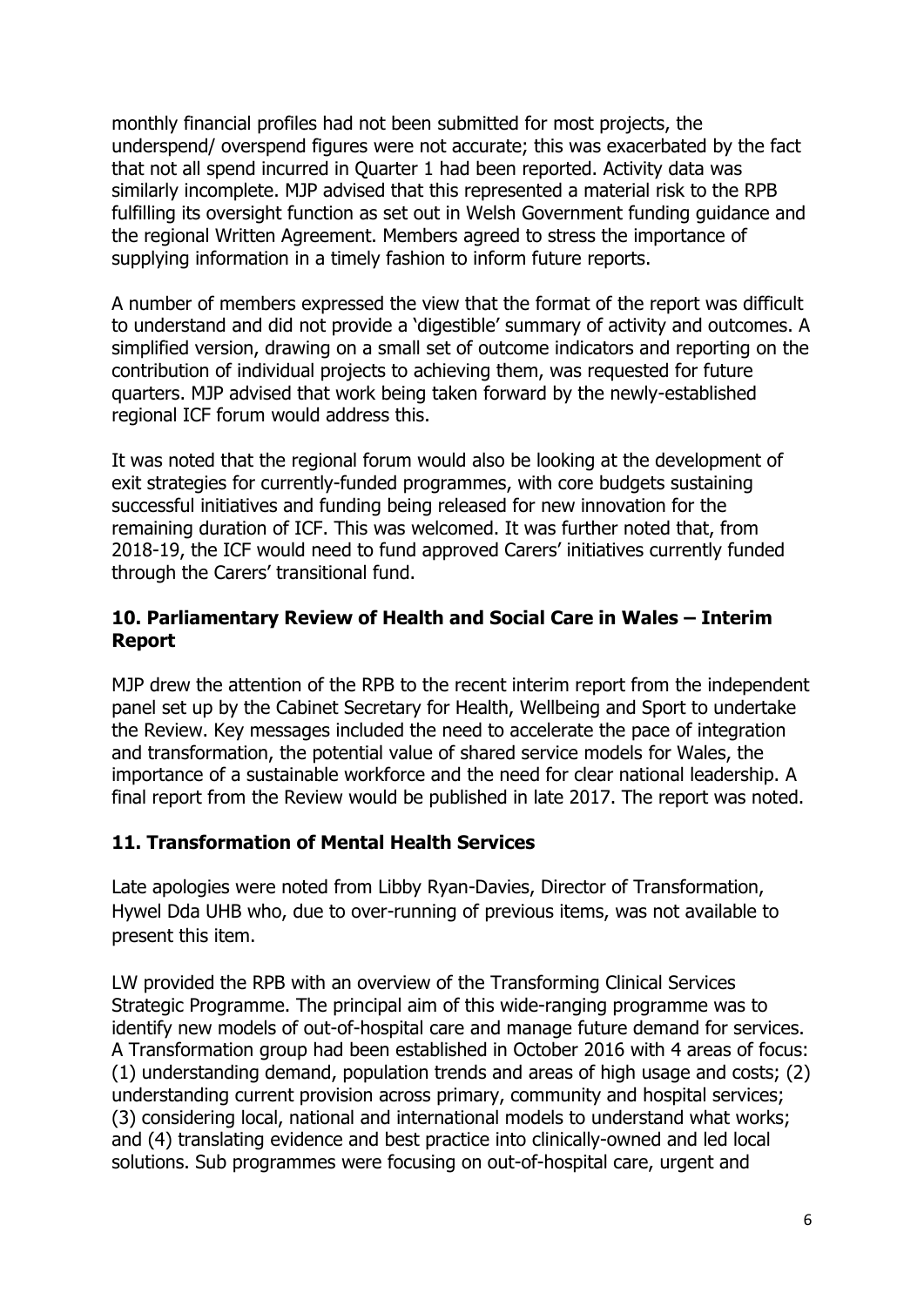monthly financial profiles had not been submitted for most projects, the underspend/ overspend figures were not accurate; this was exacerbated by the fact that not all spend incurred in Quarter 1 had been reported. Activity data was similarly incomplete. MJP advised that this represented a material risk to the RPB fulfilling its oversight function as set out in Welsh Government funding guidance and the regional Written Agreement. Members agreed to stress the importance of supplying information in a timely fashion to inform future reports.

A number of members expressed the view that the format of the report was difficult to understand and did not provide a 'digestible' summary of activity and outcomes. A simplified version, drawing on a small set of outcome indicators and reporting on the contribution of individual projects to achieving them, was requested for future quarters. MJP advised that work being taken forward by the newly-established regional ICF forum would address this.

It was noted that the regional forum would also be looking at the development of exit strategies for currently-funded programmes, with core budgets sustaining successful initiatives and funding being released for new innovation for the remaining duration of ICF. This was welcomed. It was further noted that, from 2018-19, the ICF would need to fund approved Carers' initiatives currently funded through the Carers' transitional fund.

## 10. Parliamentary Review of Health and Social Care in Wales – Interim Report

MJP drew the attention of the RPB to the recent interim report from the independent panel set up by the Cabinet Secretary for Health, Wellbeing and Sport to undertake the Review. Key messages included the need to accelerate the pace of integration and transformation, the potential value of shared service models for Wales, the importance of a sustainable workforce and the need for clear national leadership. A final report from the Review would be published in late 2017. The report was noted.

## 11. Transformation of Mental Health Services

Late apologies were noted from Libby Ryan-Davies, Director of Transformation, Hywel Dda UHB who, due to over-running of previous items, was not available to present this item.

LW provided the RPB with an overview of the Transforming Clinical Services Strategic Programme. The principal aim of this wide-ranging programme was to identify new models of out-of-hospital care and manage future demand for services. A Transformation group had been established in October 2016 with 4 areas of focus: (1) understanding demand, population trends and areas of high usage and costs; (2) understanding current provision across primary, community and hospital services; (3) considering local, national and international models to understand what works; and (4) translating evidence and best practice into clinically-owned and led local solutions. Sub programmes were focusing on out-of-hospital care, urgent and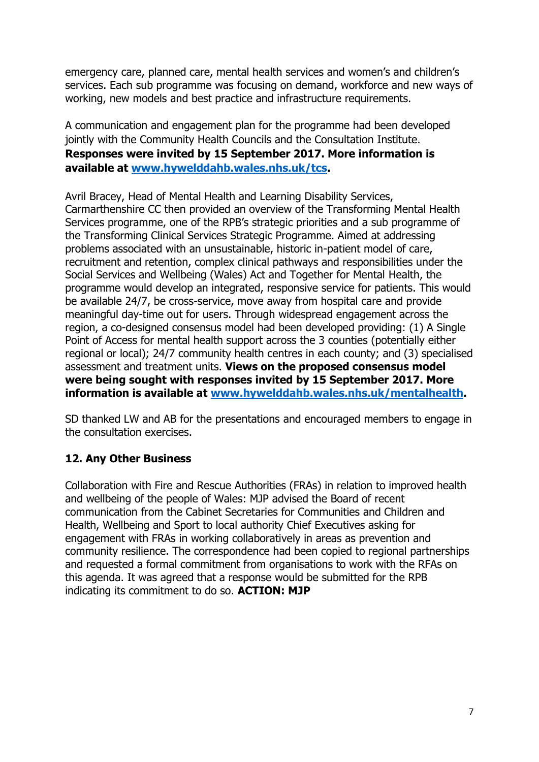emergency care, planned care, mental health services and women's and children's services. Each sub programme was focusing on demand, workforce and new ways of working, new models and best practice and infrastructure requirements.

A communication and engagement plan for the programme had been developed jointly with the Community Health Councils and the Consultation Institute. **Responses were invited by 15 September 2017. More information is available at [www.hywelddahb.wales.nhs.uk/tcs](www.hywelddahb.wales.nhs.uk/tcs).**

Avril Bracey, Head of Mental Health and Learning Disability Services, Carmarthenshire CC then provided an overview of the Transforming Mental Health Services programme, one of the RPB's strategic priorities and a sub programme of the Transforming Clinical Services Strategic Programme. Aimed at addressing problems associated with an unsustainable, historic in-patient model of care, recruitment and retention, complex clinical pathways and responsibilities under the Social Services and Wellbeing (Wales) Act and Together for Mental Health, the programme would develop an integrated, responsive service for patients. This would be available 24/7, be cross-service, move away from hospital care and provide meaningful day-time out for users. Through widespread engagement across the region, a co-designed consensus model had been developed providing: (1) A Single Point of Access for mental health support across the 3 counties (potentially either regional or local); 24/7 community health centres in each county; and (3) specialised assessment and treatment units. **Views on the proposed consensus model were being sought with responses invited by 15 September 2017. More information is available at [www.hywelddahb.wales.nhs.uk/mentalhealth](www.hywelddahb.wales.nhs.uk/mentalhealth).**

SD thanked LW and AB for the presentations and encouraged members to engage in the consultation exercises.

## 12. Any Other Business

Collaboration with Fire and Rescue Authorities (FRAs) in relation to improved health and wellbeing of the people of Wales: MJP advised the Board of recent communication from the Cabinet Secretaries for Communities and Children and Health, Wellbeing and Sport to local authority Chief Executives asking for engagement with FRAs in working collaboratively in areas as prevention and community resilience. The correspondence had been copied to regional partnerships and requested a formal commitment from organisations to work with the RFAs on this agenda. It was agreed that a response would be submitted for the RPB indicating its commitment to do so. **ACTION: MJP**